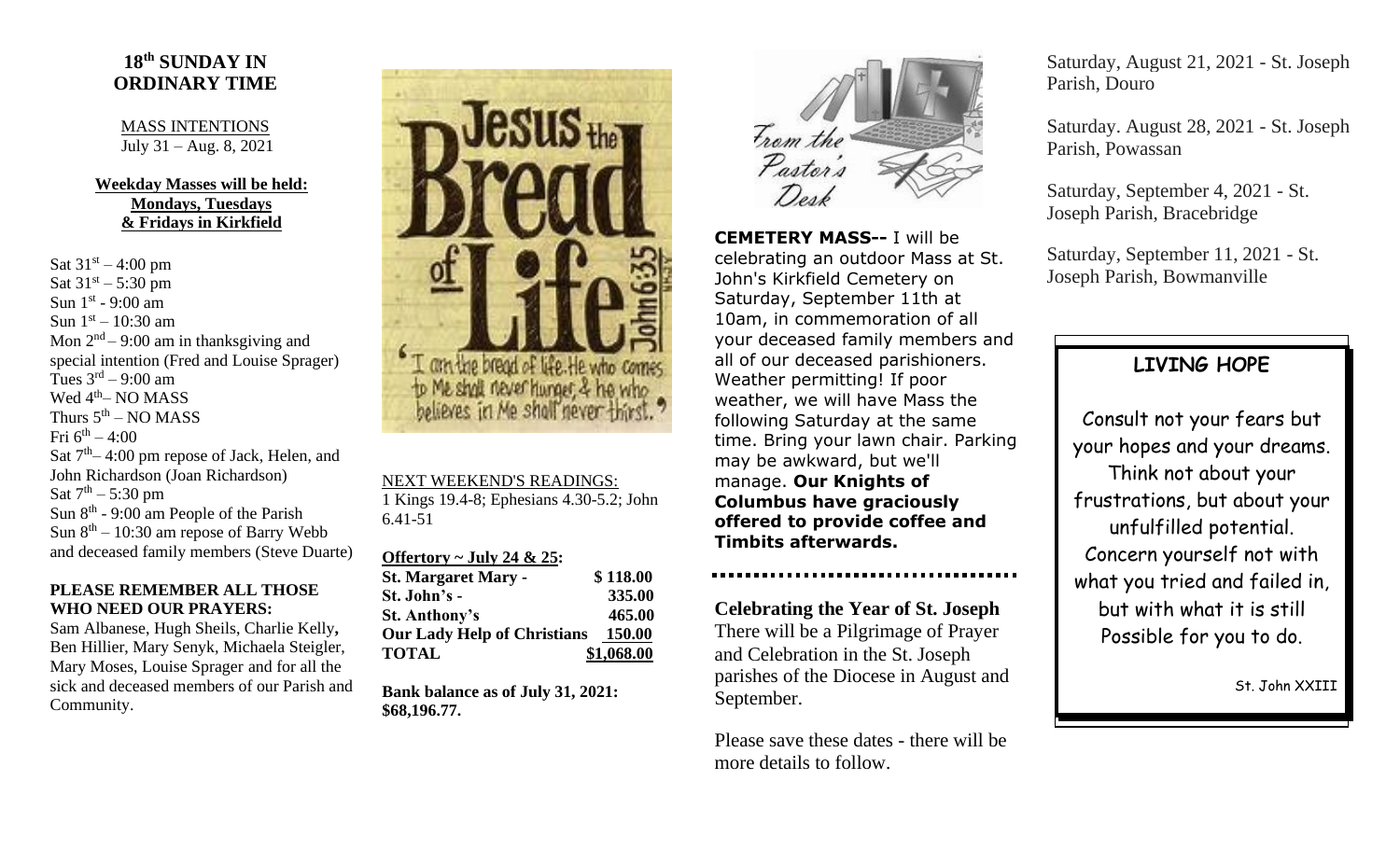## 18th SUNDAY IN ORDINARY TIME

MASS INTENTIONS
July 31 – Aug. 8, 2021

**Weekday Masses will be held: Mondays, Tuesdays & Fridays in Kirkfield**

Sat 31st – 4:00 pm
Sat 31st – 5:30 pm
Sun 1st - 9:00 am
Sun 1st – 10:30 am
Mon 2nd – 9:00 am in thanksgiving and special intention (Fred and Louise Sprager)
Tues 3rd – 9:00 am
Wed 4th– NO MASS
Thurs 5th – NO MASS
Fri 6th – 4:00
Sat 7th– 4:00 pm repose of Jack, Helen, and John Richardson (Joan Richardson)
Sat 7th – 5:30 pm
Sun 8th - 9:00 am People of the Parish
Sun 8th – 10:30 am repose of Barry Webb and deceased family members (Steve Duarte)

**PLEASE REMEMBER ALL THOSE WHO NEED OUR PRAYERS:**

Sam Albanese, Hugh Sheils, Charlie Kelly, Ben Hillier, Mary Senyk, Michaela Steigler, Mary Moses, Louise Sprager and for all the sick and deceased members of our Parish and Community.

NEXT WEEKEND'S READINGS:
1 Kings 19.4-8; Ephesians 4.30-5.2; John 6.41-51

**Offertory ~ July 24 & 25:**

| | |
|---|---|
| **St. Margaret Mary -** | **$ 118.00** |
| **St. John's -** | **335.00** |
| **St. Anthony's** | **465.00** |
| **Our Lady Help of Christians** | **150.00** |
| **TOTAL** | **$1,068.00** |

**Bank balance as of July 31, 2021: $68,196.77.**

*From the Pastor's Desk*

**CEMETERY MASS--** I will be celebrating an outdoor Mass at St. John's Kirkfield Cemetery on Saturday, September 11th at 10am, in commemoration of all your deceased family members and all of our deceased parishioners. Weather permitting! If poor weather, we will have Mass the following Saturday at the same time. Bring your lawn chair. Parking may be awkward, but we'll manage. **Our Knights of Columbus have graciously offered to provide coffee and Timbits afterwards.**

**Celebrating the Year of St. Joseph**

There will be a Pilgrimage of Prayer and Celebration in the St. Joseph parishes of the Diocese in August and September.

Please save these dates - there will be more details to follow.

Saturday, August 21, 2021 - St. Joseph Parish, Douro

Saturday. August 28, 2021 - St. Joseph Parish, Powassan

Saturday, September 4, 2021 - St. Joseph Parish, Bracebridge

Saturday, September 11, 2021 - St. Joseph Parish, Bowmanville

### LIVING HOPE

Consult not your fears but your hopes and your dreams. Think not about your frustrations, but about your unfulfilled potential. Concern yourself not with what you tried and failed in, but with what it is still Possible for you to do.

St. John XXIII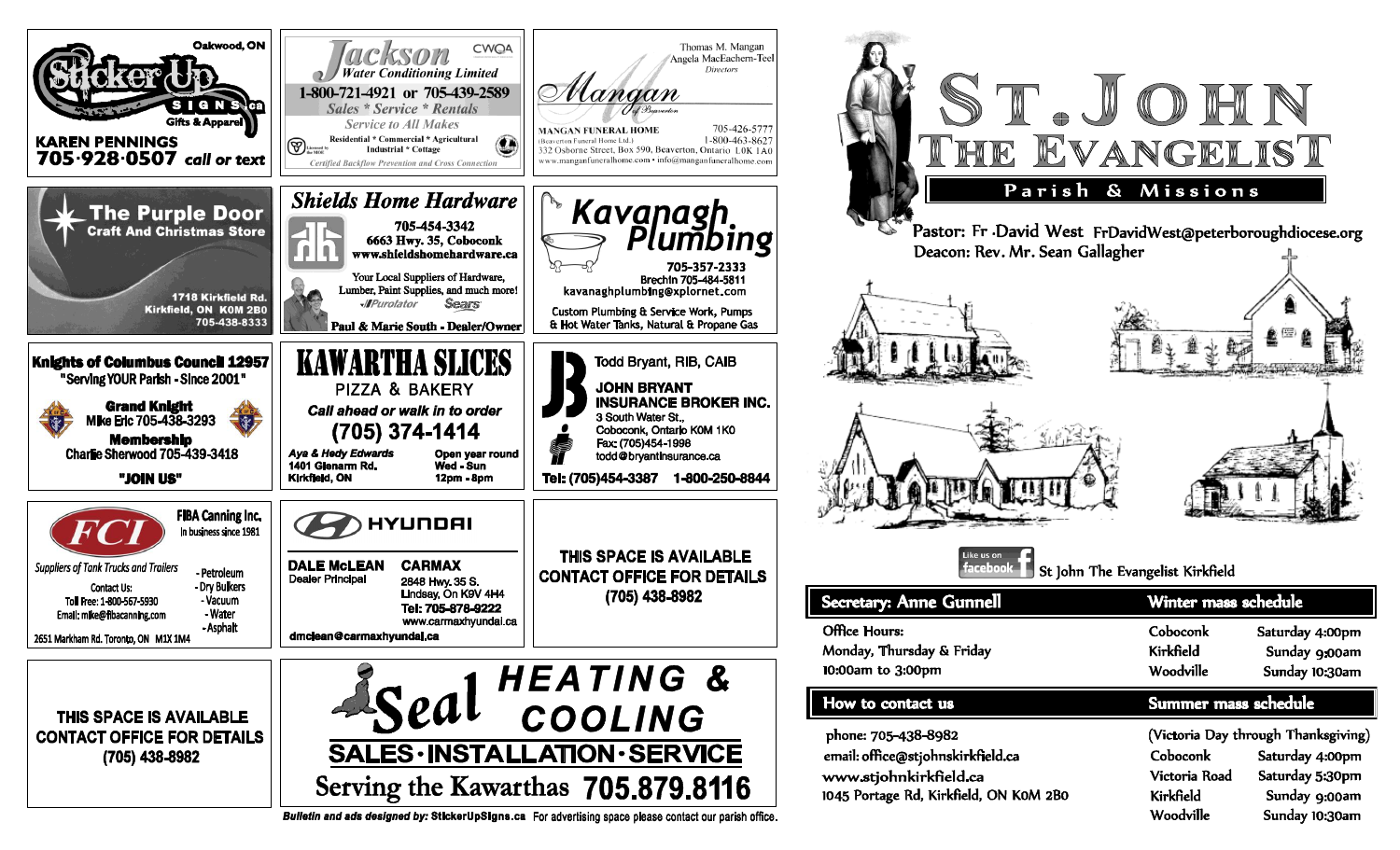Oakwood, ON

**Sticker Up SIGNS.ca**
Gifts & Apparel

**KAREN PENNINGS**
**705·928·0507** *call or text*

**Jackson Water Conditioning Limited** CWQA

**1-800-721-4921 or 705-439-2589**

*Sales * Service * Rentals*

*Service to All Makes*

Residential * Commercial * Agricultural
Industrial * Cottage

Licensed by the MOE

*Certified Backflow Prevention and Cross Connection*

Thomas M. Mangan
Angela MacEachern-Teel
*Directors*

*Mangan of Beaverton*

**MANGAN FUNERAL HOME** 705-426-5777
(Beaverton Funeral Home Ltd.) 1-800-463-8627
332 Osborne Street, Box 590, Beaverton, Ontario L0K 1A0
www.manganfuneralhome.com • info@manganfuneralhome.com

**The Purple Door**
**Craft And Christmas Store**

1718 Kirkfield Rd.
Kirkfield, ON K0M 2B0
705-438-8333

***Shields Home Hardware***

705-454-3342
6663 Hwy. 35, Coboconk
www.shieldshomehardware.ca

Your Local Suppliers of Hardware, Lumber, Paint Supplies, and much more!

Purolator Sears

**Paul & Marie South - Dealer/Owner**

***Kavanagh Plumbing***

705-357-2333
Brechin 705-484-5811
kavanaghplumbing@xplornet.com

Custom Plumbing & Service Work, Pumps & Hot Water Tanks, Natural & Propane Gas

**Knights of Columbus Council 12957**
**"Serving YOUR Parish - Since 2001"**

**Grand Knight**
Mike Eric 705-438-3293

**Membership**
Charlie Sherwood 705-439-3418

**"JOIN US"**

**KAWARTHA SLICES**
PIZZA & BAKERY

*Call ahead or walk in to order*

**(705) 374-1414**

*Aya & Hedy Edwards*
1401 Glenarm Rd.
Kirkfield, ON

Open year round
Wed - Sun
12pm - 8pm

Todd Bryant, RIB, CAIB

**JOHN BRYANT INSURANCE BROKER INC.**
3 South Water St.,
Coboconk, Ontario K0M 1K0
Fax: (705)454-1998
todd@bryantinsurance.ca

**Tel: (705)454-3387 1-800-250-8844**

**FCI**

**FIBA Canning Inc.**
In business since 1981

*Suppliers of Tank Trucks and Trailers*

- Petroleum
- Dry Bulkers
- Vacuum
- Water
- Asphalt

Contact Us:
Toll Free: 1-800-567-5930
Email: mike@fibacanning.com

2651 Markham Rd. Toronto, ON M1X 1M4

**HYUNDAI**

**DALE McLEAN**
Dealer Principal

**CARMAX**
2848 Hwy. 35 S.
Lindsay, On K9V 4H4
Tel: 705-878-9222
www.carmaxhyundai.ca

dmclean@carmaxhyundai.ca

**THIS SPACE IS AVAILABLE CONTACT OFFICE FOR DETAILS (705) 438-8982**

**THIS SPACE IS AVAILABLE CONTACT OFFICE FOR DETAILS (705) 438-8982**

**Seal HEATING & COOLING**

**SALES · INSTALLATION · SERVICE**

**Serving the Kawarthas 705.879.8116**

*Bulletin and ads designed by: StickerUpSigns.ca* For advertising space please contact our parish office.

# ST. JOHN THE EVANGELIST

**Parish & Missions**

Pastor: Fr .David West FrDavidWest@peterboroughdiocese.org
Deacon: Rev. Mr. Sean Gallagher

Like us on facebook St John The Evangelist Kirkfield

## Secretary: Anne Gunnell

Office Hours:
Monday, Thursday & Friday
10:00am to 3:00pm

## How to contact us

phone: 705-438-8982
email: office@stjohnskirkfield.ca
www.stjohnkirkfield.ca
1045 Portage Rd, Kirkfield, ON K0M 2B0

## Winter mass schedule

| | |
|---|---|
| Coboconk | Saturday 4:00pm |
| Kirkfield | Sunday 9:00am |
| Woodville | Sunday 10:30am |

## Summer mass schedule

(Victoria Day through Thanksgiving)

| | |
|---|---|
| Coboconk | Saturday 4:00pm |
| Victoria Road | Saturday 5:30pm |
| Kirkfield | Sunday 9:00am |
| Woodville | Sunday 10:30am |